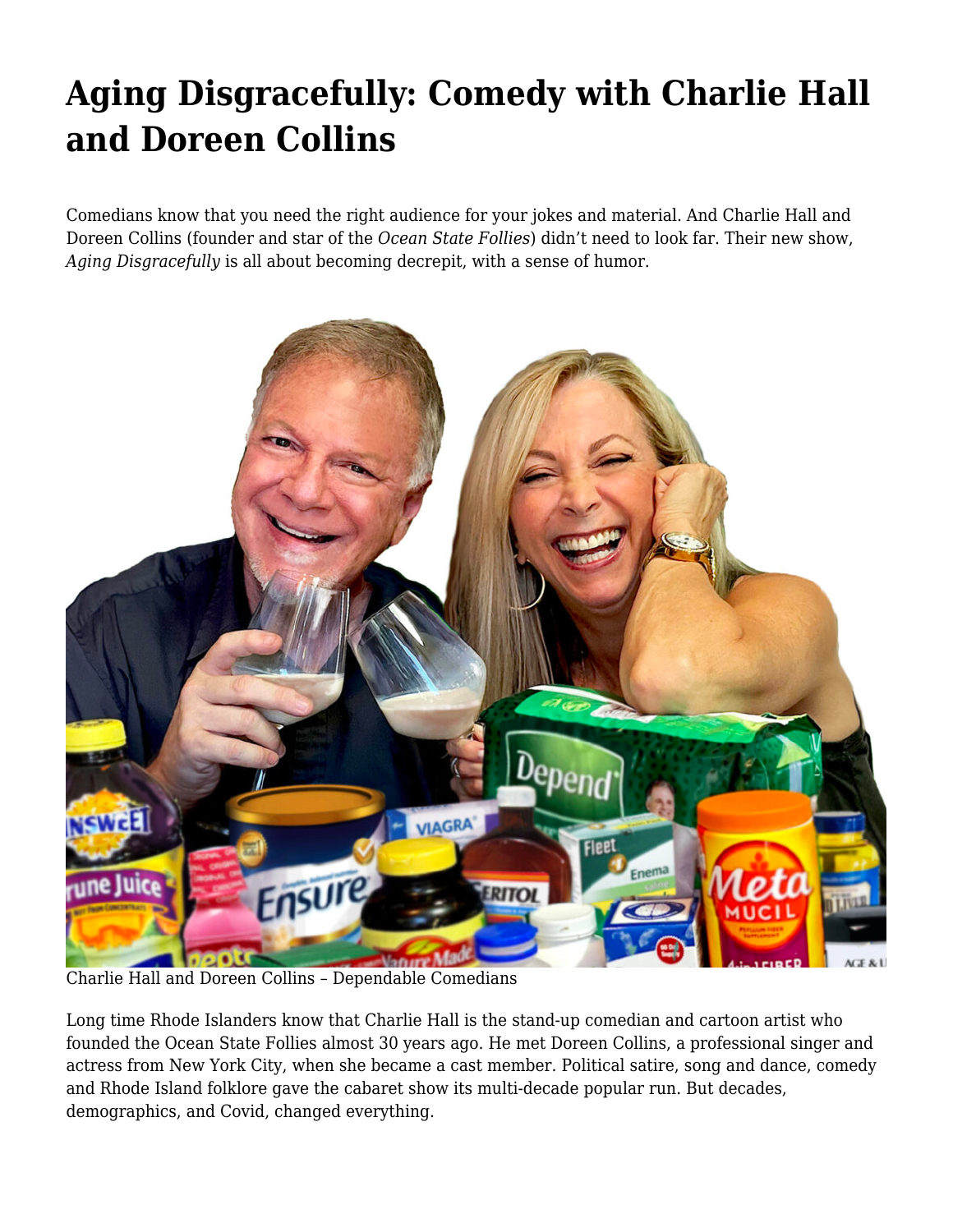# Aging Disgracefully: Comedy with Charlie Hall and Doreen Collins

Comedians know that you need the right audience for your jokes and material. And Charlie Hall and Doreen Collins (founder and star of the *Ocean State Follies*) didn't need to look far. Their new show, *Aging Disgracefully* is all about becoming decrepit, with a sense of humor.

Charlie Hall and Doreen Collins – Dependable Comedians

Long time Rhode Islanders know that Charlie Hall is the stand-up comedian and cartoon artist who founded the Ocean State Follies almost 30 years ago. He met Doreen Collins, a professional singer and actress from New York City, when she became a cast member. Political satire, song and dance, comedy and Rhode Island folklore gave the cabaret show its multi-decade popular run. But decades, demographics, and Covid, changed everything.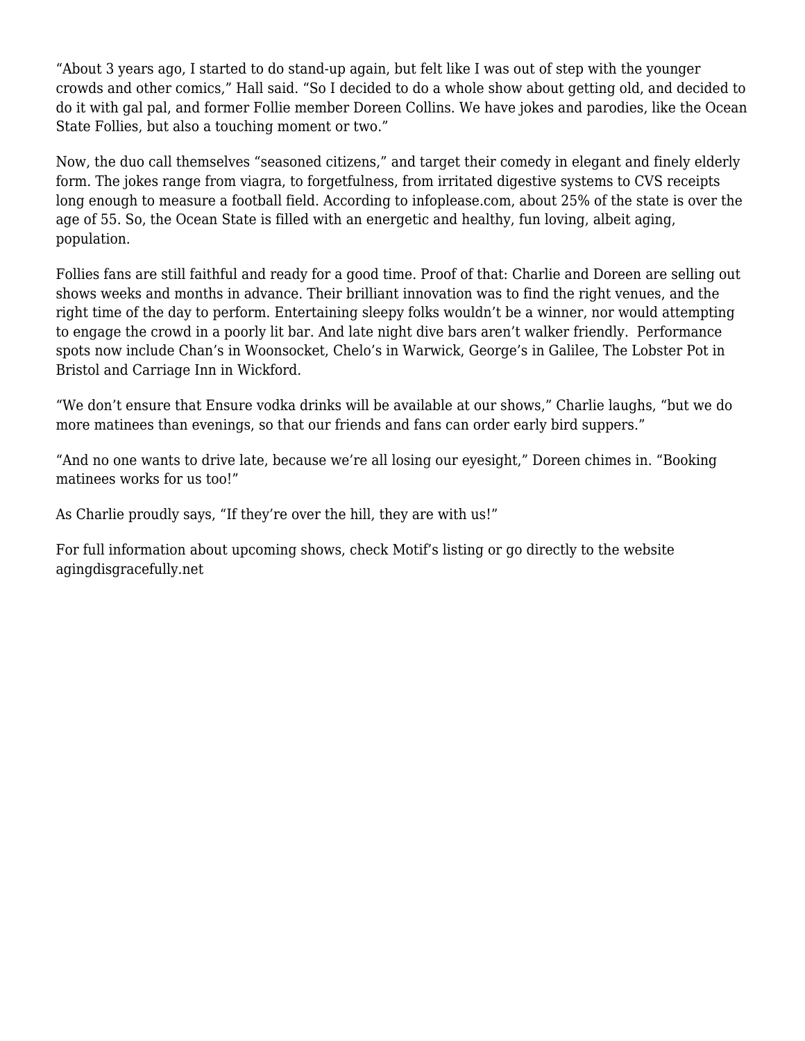"About 3 years ago, I started to do stand-up again, but felt like I was out of step with the younger crowds and other comics," Hall said. "So I decided to do a whole show about getting old, and decided to do it with gal pal, and former Follie member Doreen Collins. We have jokes and parodies, like the Ocean State Follies, but also a touching moment or two."

Now, the duo call themselves "seasoned citizens," and target their comedy in elegant and finely elderly form. The jokes range from viagra, to forgetfulness, from irritated digestive systems to CVS receipts long enough to measure a football field. According to infoplease.com, about 25% of the state is over the age of 55. So, the Ocean State is filled with an energetic and healthy, fun loving, albeit aging, population.

Follies fans are still faithful and ready for a good time. Proof of that: Charlie and Doreen are selling out shows weeks and months in advance. Their brilliant innovation was to find the right venues, and the right time of the day to perform. Entertaining sleepy folks wouldn't be a winner, nor would attempting to engage the crowd in a poorly lit bar. And late night dive bars aren't walker friendly. Performance spots now include Chan's in Woonsocket, Chelo's in Warwick, George's in Galilee, The Lobster Pot in Bristol and Carriage Inn in Wickford.

"We don't ensure that Ensure vodka drinks will be available at our shows," Charlie laughs, "but we do more matinees than evenings, so that our friends and fans can order early bird suppers."

"And no one wants to drive late, because we're all losing our eyesight," Doreen chimes in. "Booking matinees works for us too!"

As Charlie proudly says, "If they're over the hill, they are with us!"

For full information about upcoming shows, check Motif's listing or go directly to the website agingdisgracefully.net